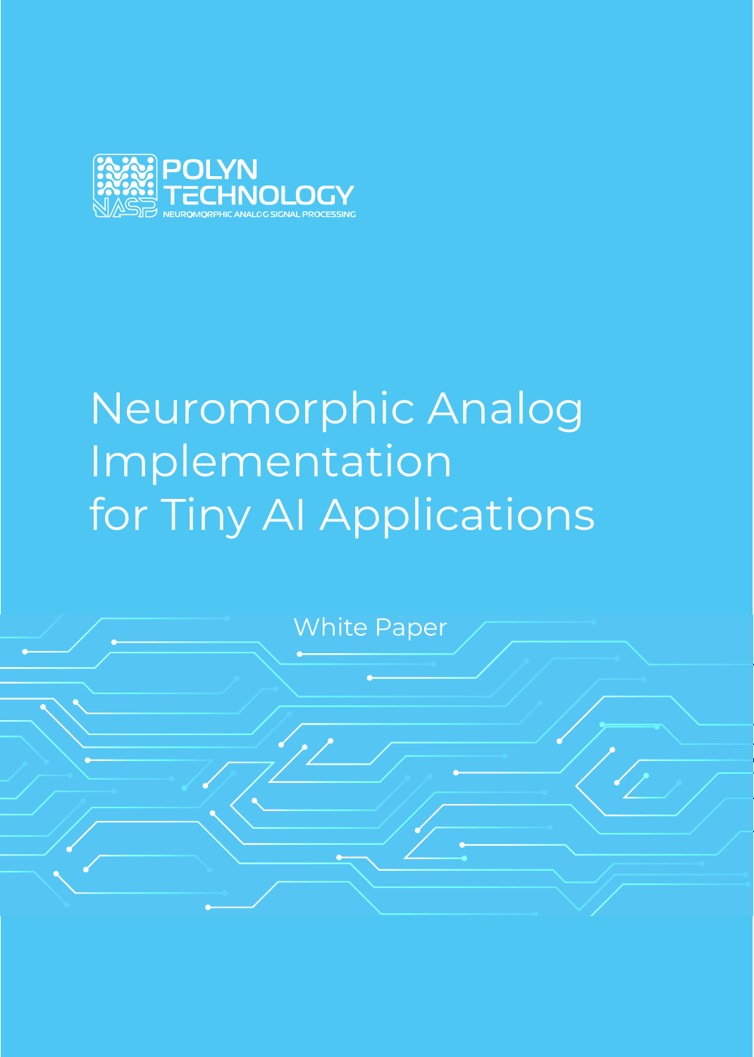POLYN TECHNOLOGY

NEUROMORPHIC ANALOG SIGNAL PROCESSING

# Neuromorphic Analog Implementation for Tiny AI Applications

White Paper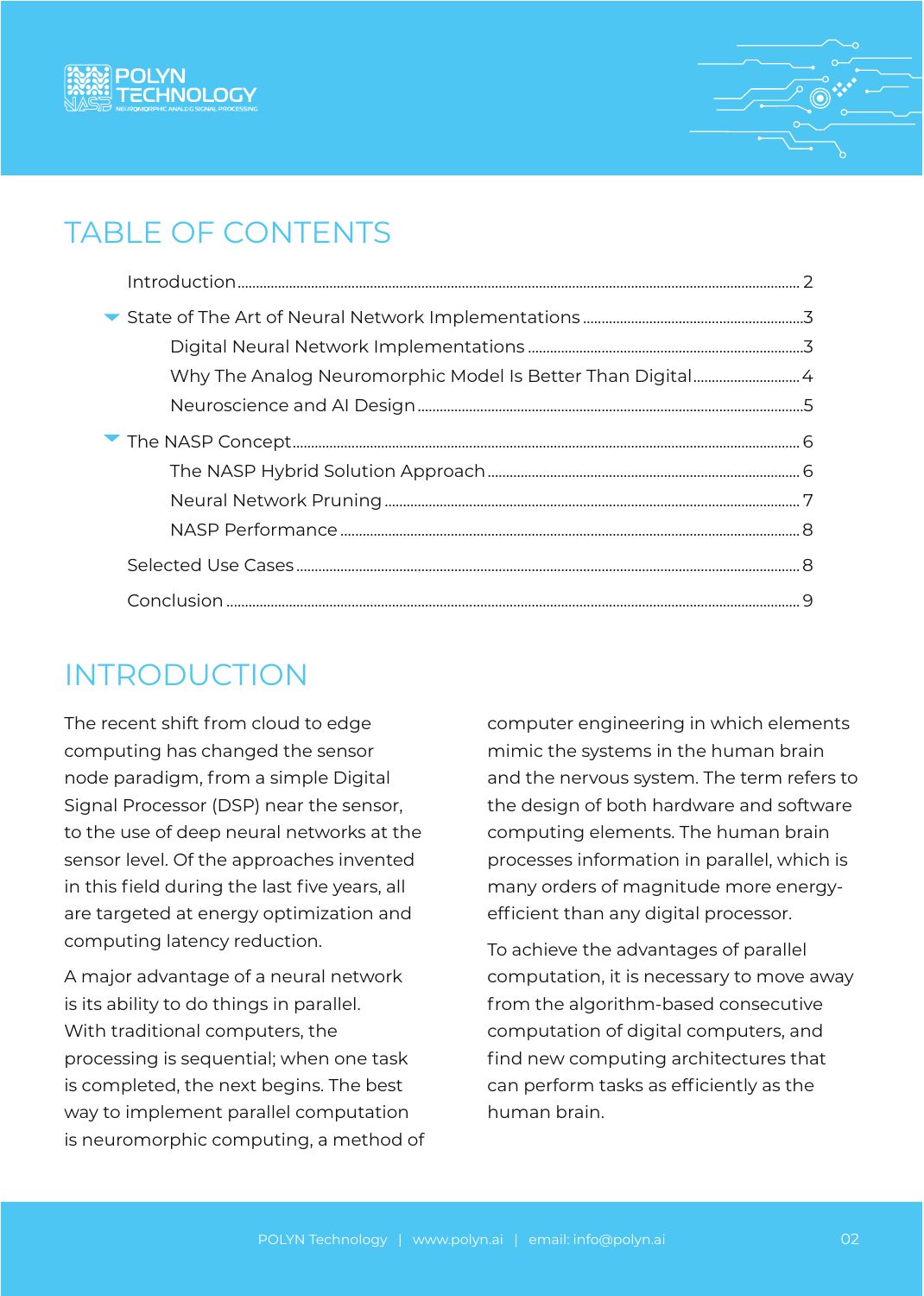## TABLE OF CONTENTS

- Introduction ... 2
- State of The Art of Neural Network Implementations ... 3
  - Digital Neural Network Implementations ... 3
  - Why The Analog Neuromorphic Model Is Better Than Digital ... 4
  - Neuroscience and AI Design ... 5
- The NASP Concept ... 6
  - The NASP Hybrid Solution Approach ... 6
  - Neural Network Pruning ... 7
  - NASP Performance ... 8
- Selected Use Cases ... 8
- Conclusion ... 9

## INTRODUCTION

The recent shift from cloud to edge computing has changed the sensor node paradigm, from a simple Digital Signal Processor (DSP) near the sensor, to the use of deep neural networks at the sensor level. Of the approaches invented in this field during the last five years, all are targeted at energy optimization and computing latency reduction.

A major advantage of a neural network is its ability to do things in parallel. With traditional computers, the processing is sequential; when one task is completed, the next begins. The best way to implement parallel computation is neuromorphic computing, a method of computer engineering in which elements mimic the systems in the human brain and the nervous system. The term refers to the design of both hardware and software computing elements. The human brain processes information in parallel, which is many orders of magnitude more energy-efficient than any digital processor.

To achieve the advantages of parallel computation, it is necessary to move away from the algorithm-based consecutive computation of digital computers, and find new computing architectures that can perform tasks as efficiently as the human brain.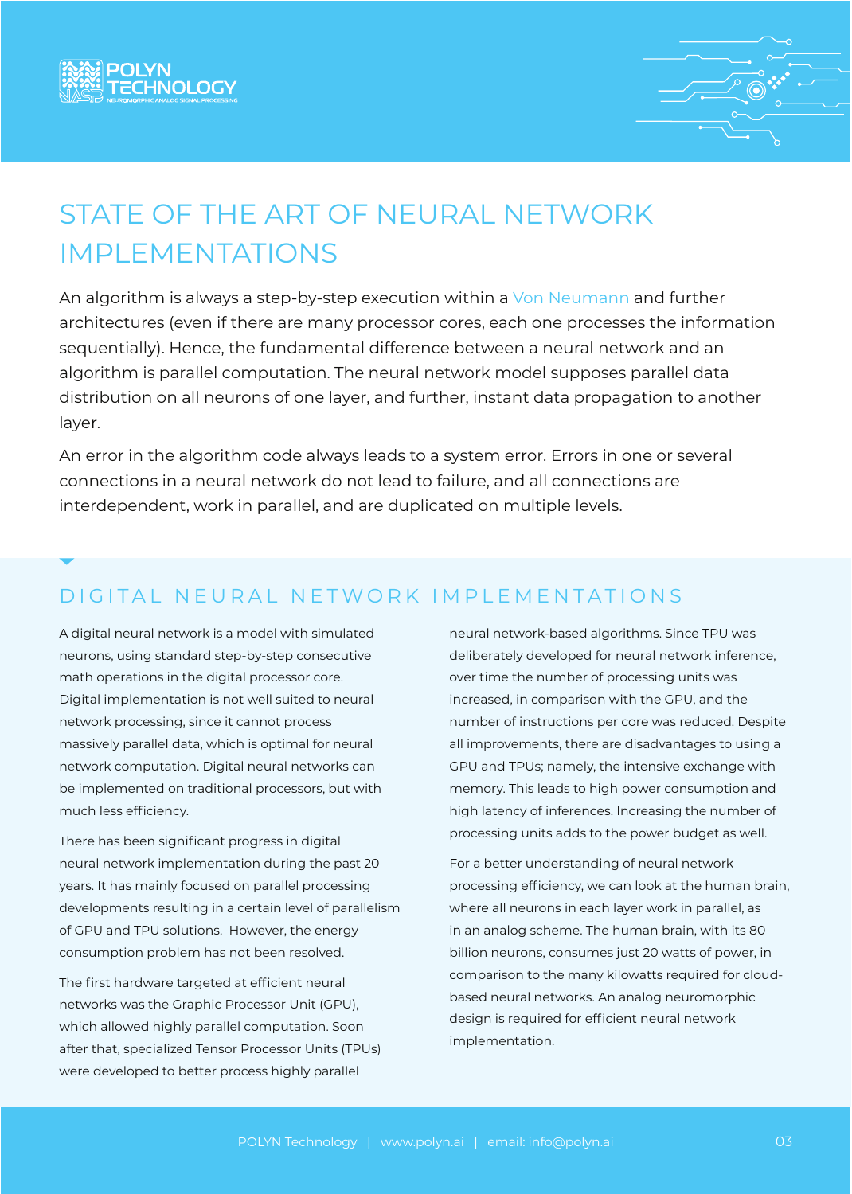# STATE OF THE ART OF NEURAL NETWORK IMPLEMENTATIONS

An algorithm is always a step-by-step execution within a Von Neumann and further architectures (even if there are many processor cores, each one processes the information sequentially). Hence, the fundamental difference between a neural network and an algorithm is parallel computation. The neural network model supposes parallel data distribution on all neurons of one layer, and further, instant data propagation to another layer.

An error in the algorithm code always leads to a system error. Errors in one or several connections in a neural network do not lead to failure, and all connections are interdependent, work in parallel, and are duplicated on multiple levels.

## DIGITAL NEURAL NETWORK IMPLEMENTATIONS

A digital neural network is a model with simulated neurons, using standard step-by-step consecutive math operations in the digital processor core. Digital implementation is not well suited to neural network processing, since it cannot process massively parallel data, which is optimal for neural network computation. Digital neural networks can be implemented on traditional processors, but with much less efficiency.

There has been significant progress in digital neural network implementation during the past 20 years. It has mainly focused on parallel processing developments resulting in a certain level of parallelism of GPU and TPU solutions. However, the energy consumption problem has not been resolved.

The first hardware targeted at efficient neural networks was the Graphic Processor Unit (GPU), which allowed highly parallel computation. Soon after that, specialized Tensor Processor Units (TPUs) were developed to better process highly parallel neural network-based algorithms. Since TPU was deliberately developed for neural network inference, over time the number of processing units was increased, in comparison with the GPU, and the number of instructions per core was reduced. Despite all improvements, there are disadvantages to using a GPU and TPUs; namely, the intensive exchange with memory. This leads to high power consumption and high latency of inferences. Increasing the number of processing units adds to the power budget as well.

For a better understanding of neural network processing efficiency, we can look at the human brain, where all neurons in each layer work in parallel, as in an analog scheme. The human brain, with its 80 billion neurons, consumes just 20 watts of power, in comparison to the many kilowatts required for cloud-based neural networks. An analog neuromorphic design is required for efficient neural network implementation.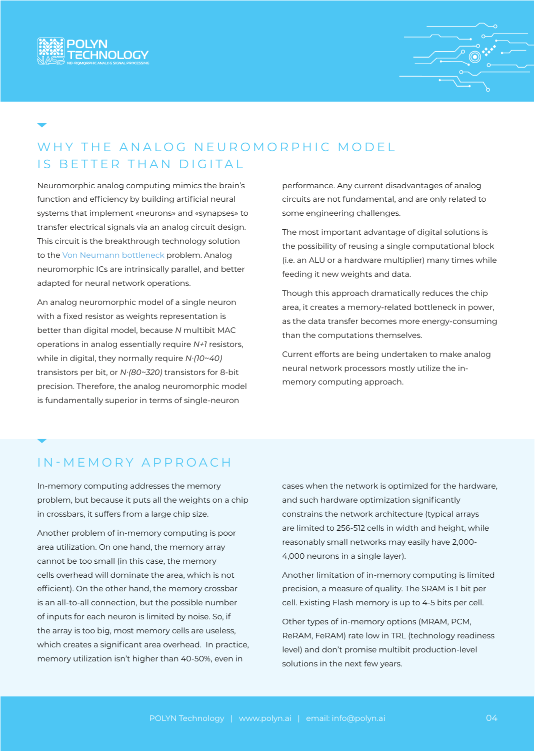## WHY THE ANALOG NEUROMORPHIC MODEL IS BETTER THAN DIGITAL

Neuromorphic analog computing mimics the brain's function and efficiency by building artificial neural systems that implement «neurons» and «synapses» to transfer electrical signals via an analog circuit design. This circuit is the breakthrough technology solution to the Von Neumann bottleneck problem. Analog neuromorphic ICs are intrinsically parallel, and better adapted for neural network operations.

An analog neuromorphic model of a single neuron with a fixed resistor as weights representation is better than digital model, because $N$ multibit MAC operations in analog essentially require $N+1$ resistors, while in digital, they normally require $N{\cdot}(10{\sim}40)$ transistors per bit, or $N{\cdot}(80{\sim}320)$ transistors for 8-bit precision. Therefore, the analog neuromorphic model is fundamentally superior in terms of single-neuron performance. Any current disadvantages of analog circuits are not fundamental, and are only related to some engineering challenges.

The most important advantage of digital solutions is the possibility of reusing a single computational block (i.e. an ALU or a hardware multiplier) many times while feeding it new weights and data.

Though this approach dramatically reduces the chip area, it creates a memory-related bottleneck in power, as the data transfer becomes more energy-consuming than the computations themselves.

Current efforts are being undertaken to make analog neural network processors mostly utilize the in-memory computing approach.

## IN-MEMORY APPROACH

In-memory computing addresses the memory problem, but because it puts all the weights on a chip in crossbars, it suffers from a large chip size.

Another problem of in-memory computing is poor area utilization. On one hand, the memory array cannot be too small (in this case, the memory cells overhead will dominate the area, which is not efficient). On the other hand, the memory crossbar is an all-to-all connection, but the possible number of inputs for each neuron is limited by noise. So, if the array is too big, most memory cells are useless, which creates a significant area overhead. In practice, memory utilization isn't higher than 40-50%, even in cases when the network is optimized for the hardware, and such hardware optimization significantly constrains the network architecture (typical arrays are limited to 256-512 cells in width and height, while reasonably small networks may easily have 2,000-4,000 neurons in a single layer).

Another limitation of in-memory computing is limited precision, a measure of quality. The SRAM is 1 bit per cell. Existing Flash memory is up to 4-5 bits per cell.

Other types of in-memory options (MRAM, PCM, ReRAM, FeRAM) rate low in TRL (technology readiness level) and don't promise multibit production-level solutions in the next few years.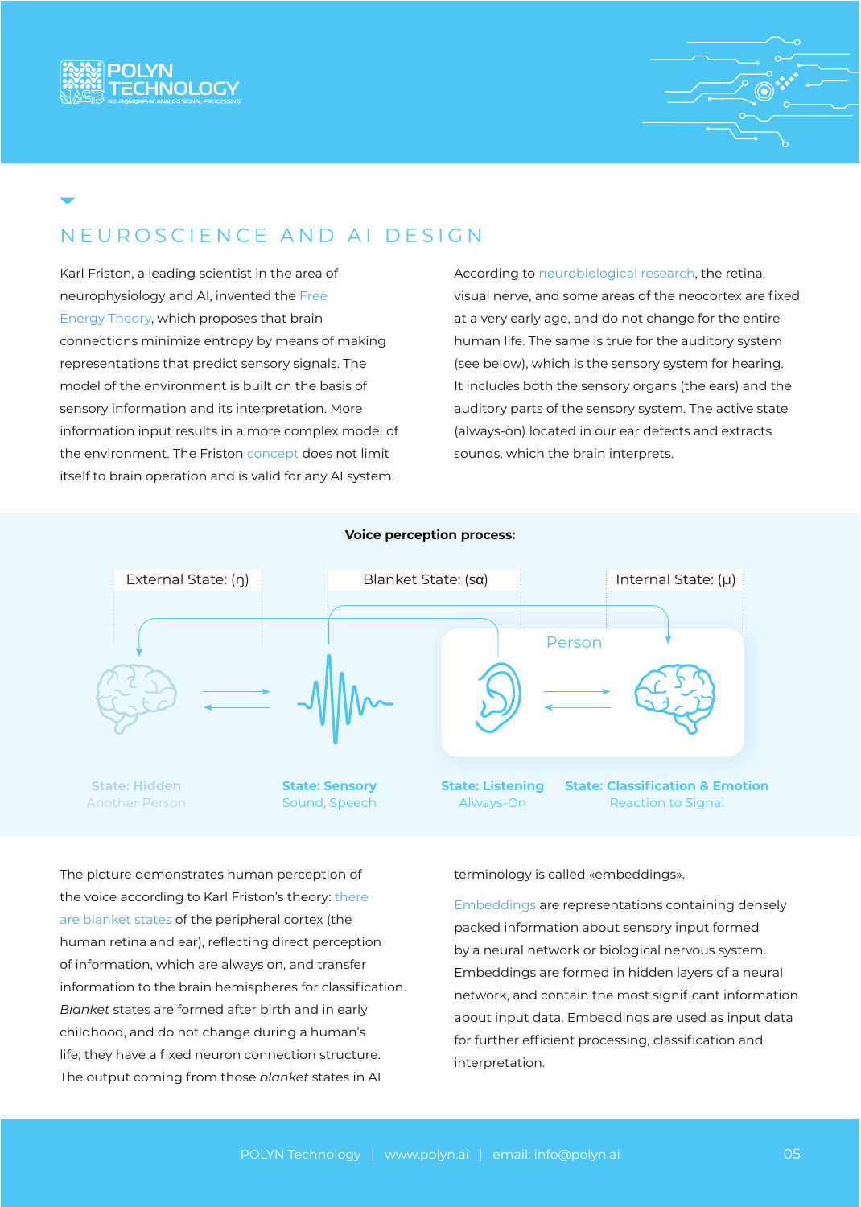## NEUROSCIENCE AND AI DESIGN

Karl Friston, a leading scientist in the area of neurophysiology and AI, invented the Free Energy Theory, which proposes that brain connections minimize entropy by means of making representations that predict sensory signals. The model of the environment is built on the basis of sensory information and its interpretation. More information input results in a more complex model of the environment. The Friston concept does not limit itself to brain operation and is valid for any AI system.

According to neurobiological research, the retina, visual nerve, and some areas of the neocortex are fixed at a very early age, and do not change for the entire human life. The same is true for the auditory system (see below), which is the sensory system for hearing. It includes both the sensory organs (the ears) and the auditory parts of the sensory system. The active state (always-on) located in our ear detects and extracts sounds, which the brain interprets.

**Voice perception process:**

External State: (η) | Blanket State: (sα) | Internal State: (μ)

Person

State: Hidden — Another Person

State: Sensory — Sound, Speech

State: Listening — Always-On

State: Classification & Emotion — Reaction to Signal

The picture demonstrates human perception of the voice according to Karl Friston's theory: there are blanket states of the peripheral cortex (the human retina and ear), reflecting direct perception of information, which are always on, and transfer information to the brain hemispheres for classification. *Blanket* states are formed after birth and in early childhood, and do not change during a human's life; they have a fixed neuron connection structure. The output coming from those *blanket* states in AI terminology is called «embeddings».

Embeddings are representations containing densely packed information about sensory input formed by a neural network or biological nervous system. Embeddings are formed in hidden layers of a neural network, and contain the most significant information about input data. Embeddings are used as input data for further efficient processing, classification and interpretation.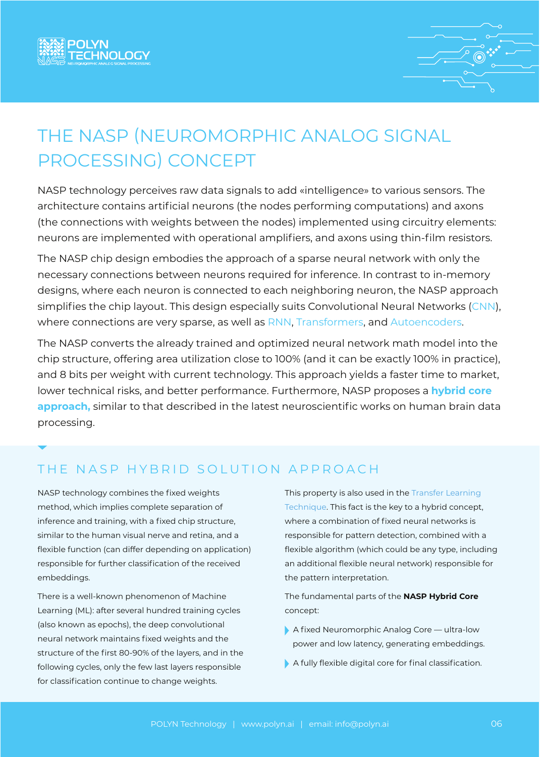# THE NASP (NEUROMORPHIC ANALOG SIGNAL PROCESSING) CONCEPT

NASP technology perceives raw data signals to add «intelligence» to various sensors. The architecture contains artificial neurons (the nodes performing computations) and axons (the connections with weights between the nodes) implemented using circuitry elements: neurons are implemented with operational amplifiers, and axons using thin-film resistors.

The NASP chip design embodies the approach of a sparse neural network with only the necessary connections between neurons required for inference. In contrast to in-memory designs, where each neuron is connected to each neighboring neuron, the NASP approach simplifies the chip layout. This design especially suits Convolutional Neural Networks (CNN), where connections are very sparse, as well as RNN, Transformers, and Autoencoders.

The NASP converts the already trained and optimized neural network math model into the chip structure, offering area utilization close to 100% (and it can be exactly 100% in practice), and 8 bits per weight with current technology. This approach yields a faster time to market, lower technical risks, and better performance. Furthermore, NASP proposes a **hybrid core approach,** similar to that described in the latest neuroscientific works on human brain data processing.

## THE NASP HYBRID SOLUTION APPROACH

NASP technology combines the fixed weights method, which implies complete separation of inference and training, with a fixed chip structure, similar to the human visual nerve and retina, and a flexible function (can differ depending on application) responsible for further classification of the received embeddings.

There is a well-known phenomenon of Machine Learning (ML): after several hundred training cycles (also known as epochs), the deep convolutional neural network maintains fixed weights and the structure of the first 80-90% of the layers, and in the following cycles, only the few last layers responsible for classification continue to change weights.

This property is also used in the Transfer Learning Technique. This fact is the key to a hybrid concept, where a combination of fixed neural networks is responsible for pattern detection, combined with a flexible algorithm (which could be any type, including an additional flexible neural network) responsible for the pattern interpretation.

The fundamental parts of the **NASP Hybrid Core** concept:

- A fixed Neuromorphic Analog Core — ultra-low power and low latency, generating embeddings.
- A fully flexible digital core for final classification.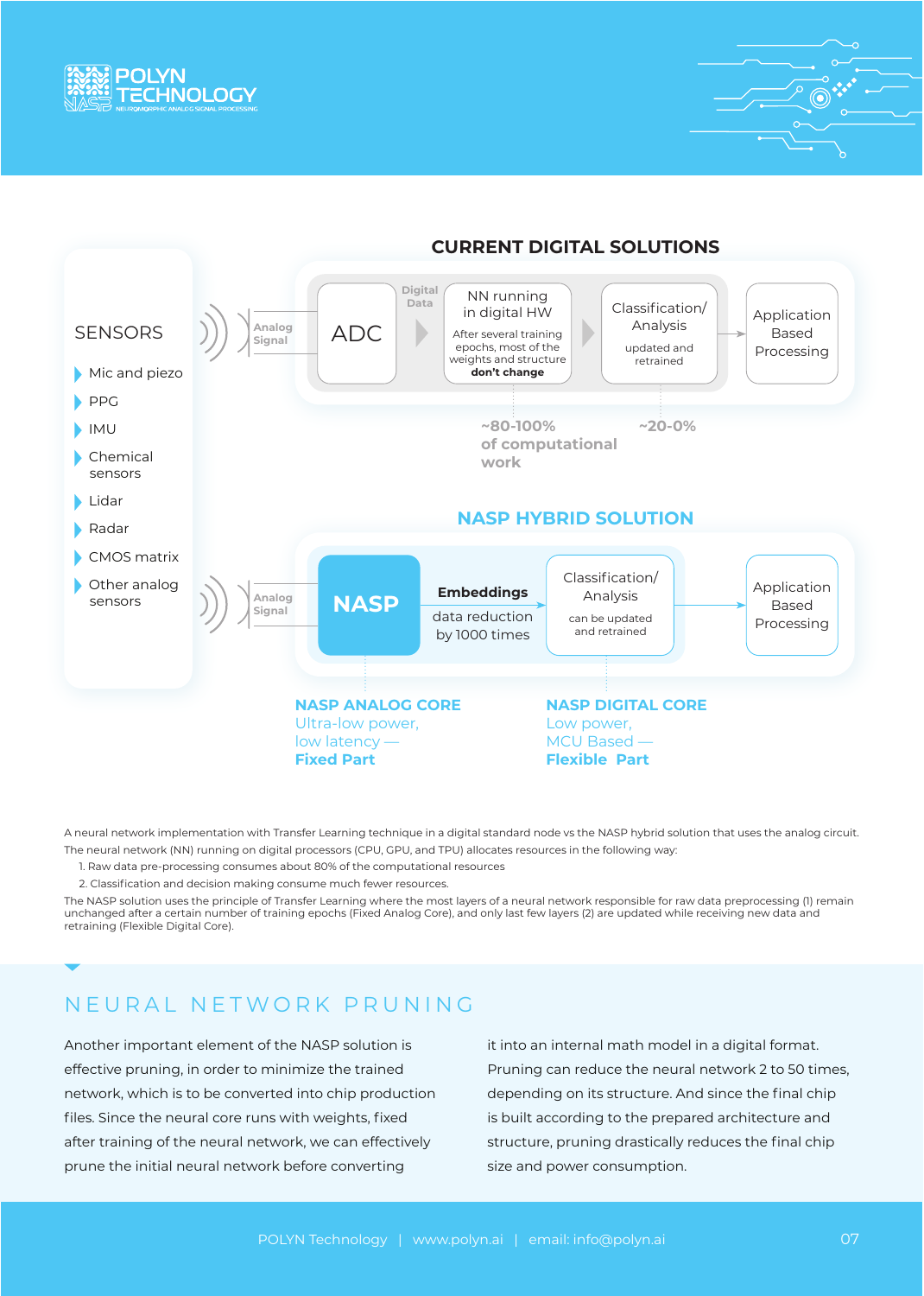## CURRENT DIGITAL SOLUTIONS

**SENSORS**

- Mic and piezo
- PPG
- IMU
- Chemical sensors
- Lidar
- Radar
- CMOS matrix
- Other analog sensors

Analog Signal → ADC → Digital Data → NN running in digital HW (After several training epochs, most of the weights and structure **don't change**) → Classification/ Analysis (updated and retrained) → Application Based Processing

~80-100% of computational work | ~20-0%

## NASP HYBRID SOLUTION

Analog Signal → NASP → **Embeddings** data reduction by 1000 times → Classification/ Analysis (can be updated and retrained) → Application Based Processing

**NASP ANALOG CORE**
Ultra-low power, low latency —
**Fixed Part**

**NASP DIGITAL CORE**
Low power, MCU Based —
**Flexible Part**

A neural network implementation with Transfer Learning technique in a digital standard node vs the NASP hybrid solution that uses the analog circuit.
The neural network (NN) running on digital processors (CPU, GPU, and TPU) allocates resources in the following way:

1. Raw data pre-processing consumes about 80% of the computational resources
2. Classification and decision making consume much fewer resources.

The NASP solution uses the principle of Transfer Learning where the most layers of a neural network responsible for raw data preprocessing (1) remain unchanged after a certain number of training epochs (Fixed Analog Core), and only last few layers (2) are updated while receiving new data and retraining (Flexible Digital Core).

## NEURAL NETWORK PRUNING

Another important element of the NASP solution is effective pruning, in order to minimize the trained network, which is to be converted into chip production files. Since the neural core runs with weights, fixed after training of the neural network, we can effectively prune the initial neural network before converting it into an internal math model in a digital format. Pruning can reduce the neural network 2 to 50 times, depending on its structure. And since the final chip is built according to the prepared architecture and structure, pruning drastically reduces the final chip size and power consumption.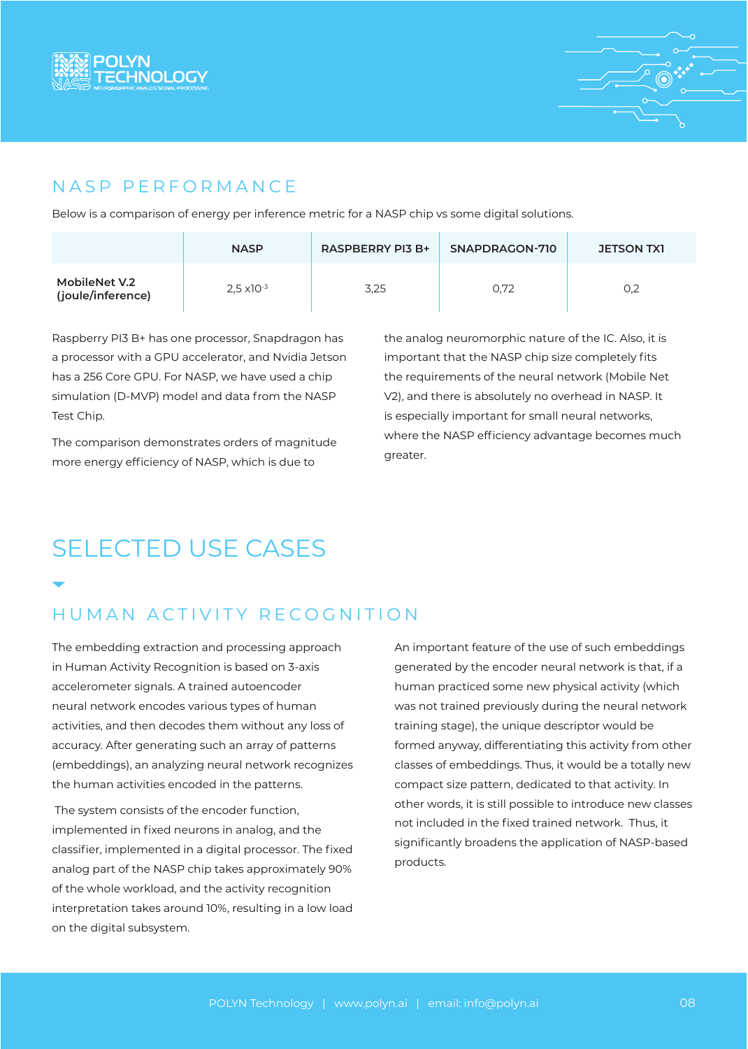## NASP PERFORMANCE

Below is a comparison of energy per inference metric for a NASP chip vs some digital solutions.

| | NASP | RASPBERRY PI3 B+ | SNAPDRAGON-710 | JETSON TX1 |
|---|---|---|---|---|
| **MobileNet V.2 (joule/inference)** | $2,5 \times 10^{-3}$ | 3,25 | 0,72 | 0,2 |

Raspberry PI3 B+ has one processor, Snapdragon has a processor with a GPU accelerator, and Nvidia Jetson has a 256 Core GPU. For NASP, we have used a chip simulation (D-MVP) model and data from the NASP Test Chip.

The comparison demonstrates orders of magnitude more energy efficiency of NASP, which is due to the analog neuromorphic nature of the IC. Also, it is important that the NASP chip size completely fits the requirements of the neural network (Mobile Net V2), and there is absolutely no overhead in NASP. It is especially important for small neural networks, where the NASP efficiency advantage becomes much greater.

# SELECTED USE CASES

## HUMAN ACTIVITY RECOGNITION

The embedding extraction and processing approach in Human Activity Recognition is based on 3-axis accelerometer signals. A trained autoencoder neural network encodes various types of human activities, and then decodes them without any loss of accuracy. After generating such an array of patterns (embeddings), an analyzing neural network recognizes the human activities encoded in the patterns.

The system consists of the encoder function, implemented in fixed neurons in analog, and the classifier, implemented in a digital processor. The fixed analog part of the NASP chip takes approximately 90% of the whole workload, and the activity recognition interpretation takes around 10%, resulting in a low load on the digital subsystem.

An important feature of the use of such embeddings generated by the encoder neural network is that, if a human practiced some new physical activity (which was not trained previously during the neural network training stage), the unique descriptor would be formed anyway, differentiating this activity from other classes of embeddings. Thus, it would be a totally new compact size pattern, dedicated to that activity. In other words, it is still possible to introduce new classes not included in the fixed trained network. Thus, it significantly broadens the application of NASP-based products.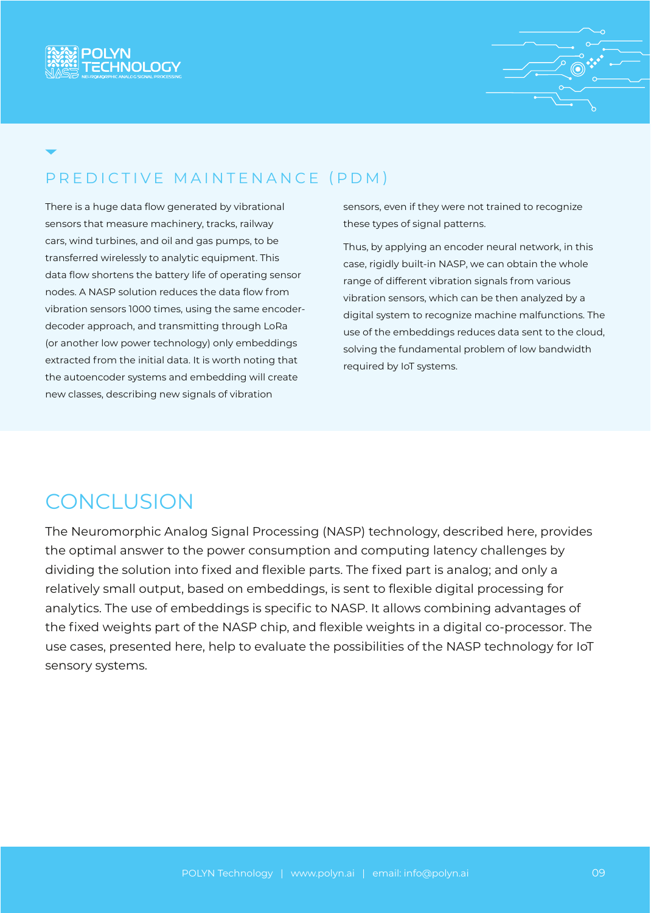## PREDICTIVE MAINTENANCE (PDM)

There is a huge data flow generated by vibrational sensors that measure machinery, tracks, railway cars, wind turbines, and oil and gas pumps, to be transferred wirelessly to analytic equipment. This data flow shortens the battery life of operating sensor nodes. A NASP solution reduces the data flow from vibration sensors 1000 times, using the same encoder-decoder approach, and transmitting through LoRa (or another low power technology) only embeddings extracted from the initial data. It is worth noting that the autoencoder systems and embedding will create new classes, describing new signals of vibration sensors, even if they were not trained to recognize these types of signal patterns.

Thus, by applying an encoder neural network, in this case, rigidly built-in NASP, we can obtain the whole range of different vibration signals from various vibration sensors, which can be then analyzed by a digital system to recognize machine malfunctions. The use of the embeddings reduces data sent to the cloud, solving the fundamental problem of low bandwidth required by IoT systems.

# CONCLUSION

The Neuromorphic Analog Signal Processing (NASP) technology, described here, provides the optimal answer to the power consumption and computing latency challenges by dividing the solution into fixed and flexible parts. The fixed part is analog; and only a relatively small output, based on embeddings, is sent to flexible digital processing for analytics. The use of embeddings is specific to NASP. It allows combining advantages of the fixed weights part of the NASP chip, and flexible weights in a digital co-processor. The use cases, presented here, help to evaluate the possibilities of the NASP technology for IoT sensory systems.